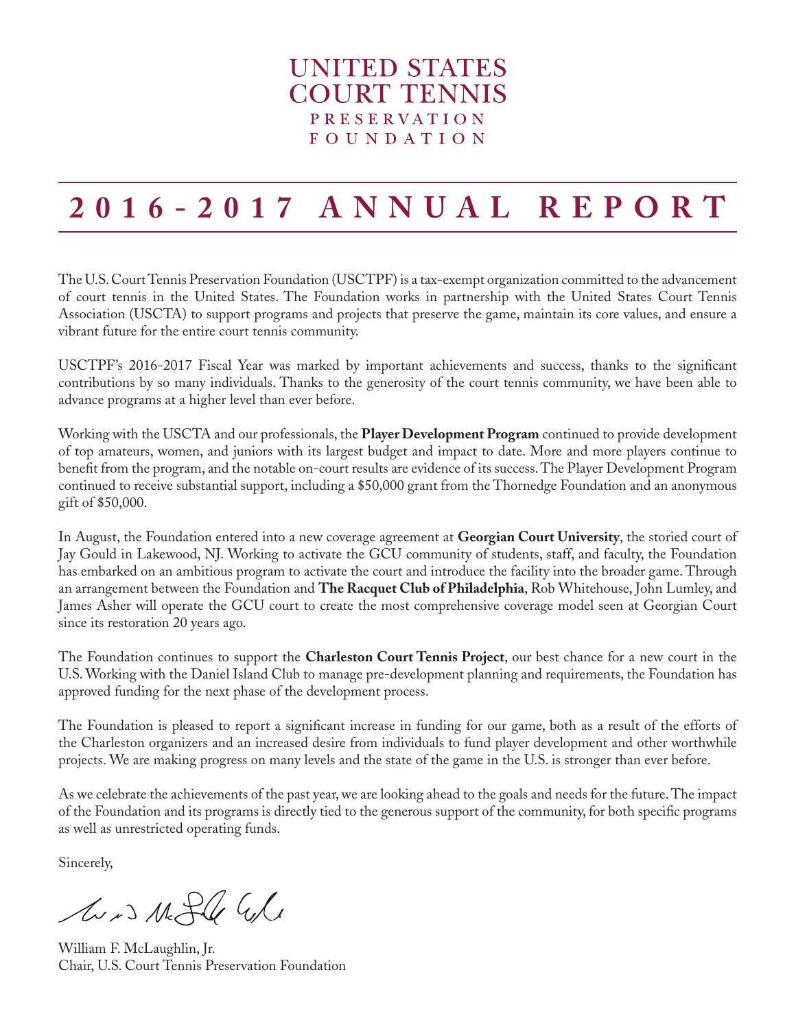# UNITED STATES COURT TENNIS

PRESERVATION FOUNDATION

# 2016-2017 ANNUAL REPORT

The U.S. Court Tennis Preservation Foundation (USCTPF) is a tax-exempt organization committed to the advancement of court tennis in the United States. The Foundation works in partnership with the United States Court Tennis Association (USCTA) to support programs and projects that preserve the game, maintain its core values, and ensure a vibrant future for the entire court tennis community.

USCTPF's 2016-2017 Fiscal Year was marked by important achievements and success, thanks to the significant contributions by so many individuals. Thanks to the generosity of the court tennis community, we have been able to advance programs at a higher level than ever before.

Working with the USCTA and our professionals, the **Player Development Program** continued to provide development of top amateurs, women, and juniors with its largest budget and impact to date. More and more players continue to benefit from the program, and the notable on-court results are evidence of its success. The Player Development Program continued to receive substantial support, including a $50,000 grant from the Thornedge Foundation and an anonymous gift of $50,000.

In August, the Foundation entered into a new coverage agreement at **Georgian Court University**, the storied court of Jay Gould in Lakewood, NJ. Working to activate the GCU community of students, staff, and faculty, the Foundation has embarked on an ambitious program to activate the court and introduce the facility into the broader game. Through an arrangement between the Foundation and **The Racquet Club of Philadelphia**, Rob Whitehouse, John Lumley, and James Asher will operate the GCU court to create the most comprehensive coverage model seen at Georgian Court since its restoration 20 years ago.

The Foundation continues to support the **Charleston Court Tennis Project**, our best chance for a new court in the U.S. Working with the Daniel Island Club to manage pre-development planning and requirements, the Foundation has approved funding for the next phase of the development process.

The Foundation is pleased to report a significant increase in funding for our game, both as a result of the efforts of the Charleston organizers and an increased desire from individuals to fund player development and other worthwhile projects. We are making progress on many levels and the state of the game in the U.S. is stronger than ever before.

As we celebrate the achievements of the past year, we are looking ahead to the goals and needs for the future. The impact of the Foundation and its programs is directly tied to the generous support of the community, for both specific programs as well as unrestricted operating funds.

Sincerely,

William F. McLaughlin, Jr.
Chair, U.S. Court Tennis Preservation Foundation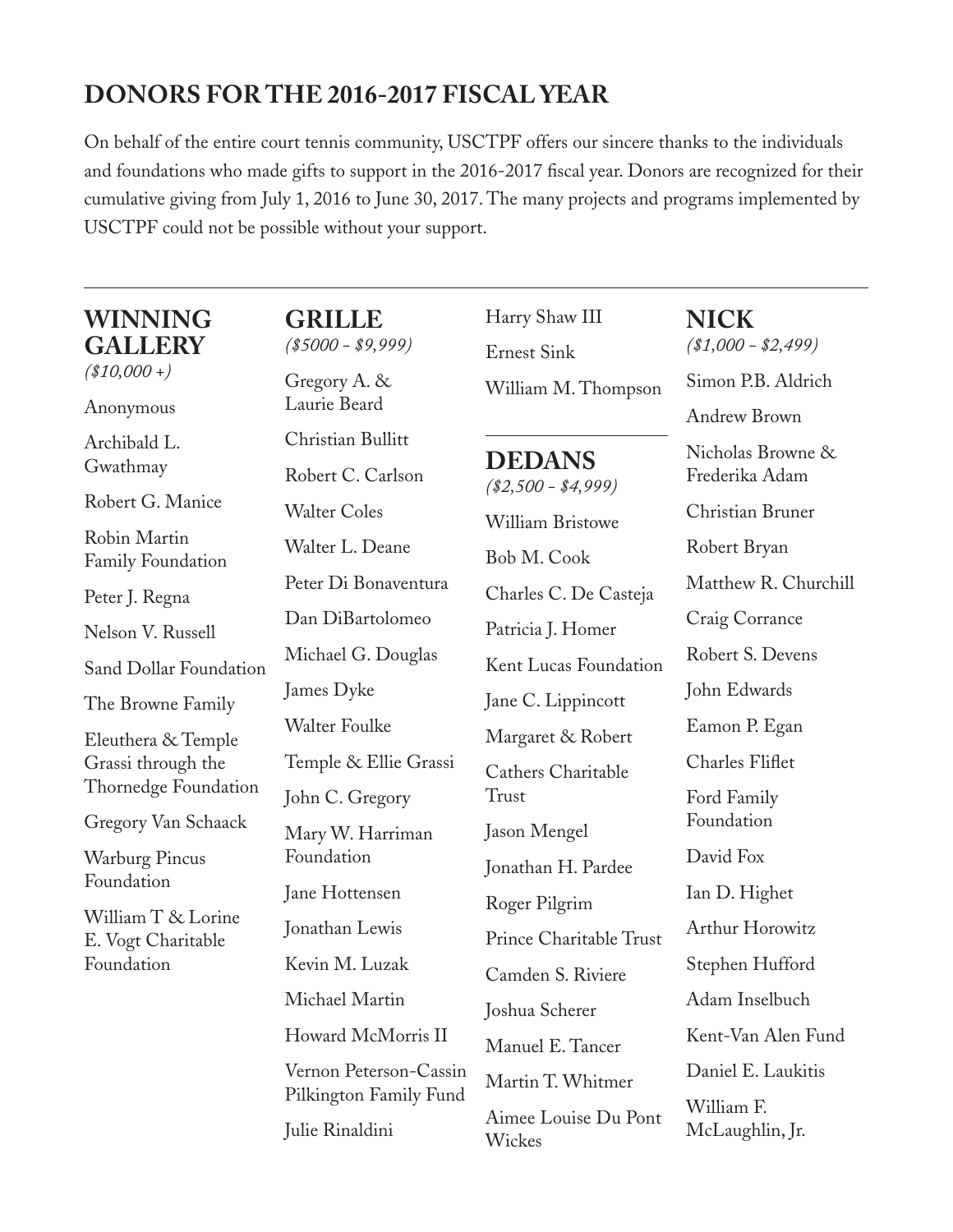## DONORS FOR THE 2016-2017 FISCAL YEAR

On behalf of the entire court tennis community, USCTPF offers our sincere thanks to the individuals and foundations who made gifts to support in the 2016-2017 fiscal year. Donors are recognized for their cumulative giving from July 1, 2016 to June 30, 2017. The many projects and programs implemented by USCTPF could not be possible without your support.

### WINNING GALLERY
*($10,000 +)*

Anonymous

Archibald L. Gwathmay

Robert G. Manice

Robin Martin Family Foundation

Peter J. Regna

Nelson V. Russell

Sand Dollar Foundation

The Browne Family

Eleuthera & Temple Grassi through the Thornedge Foundation

Gregory Van Schaack

Warburg Pincus Foundation

William T & Lorine E. Vogt Charitable Foundation

### GRILLE
*($5000 - $9,999)*

Gregory A. & Laurie Beard

Christian Bullitt

Robert C. Carlson

Walter Coles

Walter L. Deane

Peter Di Bonaventura

Dan DiBartolomeo

Michael G. Douglas

James Dyke

Walter Foulke

Temple & Ellie Grassi

John C. Gregory

Mary W. Harriman Foundation

Jane Hottensen

Jonathan Lewis

Kevin M. Luzak

Michael Martin

Howard McMorris II

Vernon Peterson-Cassin Pilkington Family Fund

Julie Rinaldini

Harry Shaw III

Ernest Sink

William M. Thompson

### DEDANS
*($2,500 - $4,999)*

William Bristowe

Bob M. Cook

Charles C. De Casteja

Patricia J. Homer

Kent Lucas Foundation

Jane C. Lippincott

Margaret & Robert

Cathers Charitable Trust

Jason Mengel

Jonathan H. Pardee

Roger Pilgrim

Prince Charitable Trust

Camden S. Riviere

Joshua Scherer

Manuel E. Tancer

Martin T. Whitmer

Aimee Louise Du Pont Wickes

### NICK
*($1,000 - $2,499)*

Simon P.B. Aldrich

Andrew Brown

Nicholas Browne & Frederika Adam

Christian Bruner

Robert Bryan

Matthew R. Churchill

Craig Corrance

Robert S. Devens

John Edwards

Eamon P. Egan

Charles Fliflet

Ford Family Foundation

David Fox

Ian D. Highet

Arthur Horowitz

Stephen Hufford

Adam Inselbuch

Kent-Van Alen Fund

Daniel E. Laukitis

William F. McLaughlin, Jr.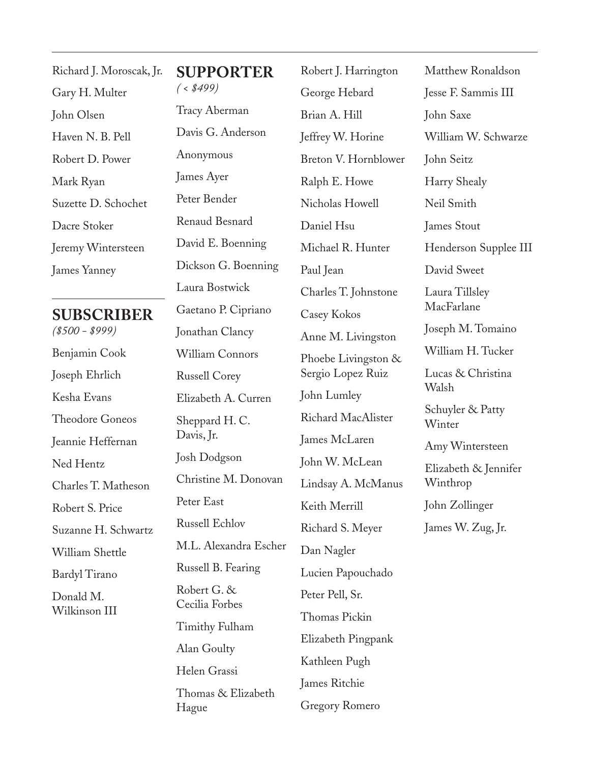Richard J. Moroscak, Jr.

Gary H. Multer

John Olsen

Haven N. B. Pell

Robert D. Power

Mark Ryan

Suzette D. Schochet

Dacre Stoker

Jeremy Wintersteen

James Yanney

## SUBSCRIBER

*($500 - $999)*

Benjamin Cook

Joseph Ehrlich

Kesha Evans

Theodore Goneos

Jeannie Heffernan

Ned Hentz

Charles T. Matheson

Robert S. Price

Suzanne H. Schwartz

William Shettle

Bardyl Tirano

Donald M. Wilkinson III

## SUPPORTER

*( < $499)*

Tracy Aberman

Davis G. Anderson

Anonymous

James Ayer

Peter Bender

Renaud Besnard

David E. Boenning

Dickson G. Boenning

Laura Bostwick

Gaetano P. Cipriano

Jonathan Clancy

William Connors

Russell Corey

Elizabeth A. Curren

Sheppard H. C. Davis, Jr.

Josh Dodgson

Christine M. Donovan

Peter East

Russell Echlov

M.L. Alexandra Escher

Russell B. Fearing

Robert G. & Cecilia Forbes

Timithy Fulham

Alan Goulty

Helen Grassi

Thomas & Elizabeth Hague

Robert J. Harrington

George Hebard

Brian A. Hill

Jeffrey W. Horine

Breton V. Hornblower

Ralph E. Howe

Nicholas Howell

Daniel Hsu

Michael R. Hunter

Paul Jean

Charles T. Johnstone

Casey Kokos

Anne M. Livingston

Phoebe Livingston & Sergio Lopez Ruiz

John Lumley

Richard MacAlister

James McLaren

John W. McLean

Lindsay A. McManus

Keith Merrill

Richard S. Meyer

Dan Nagler

Lucien Papouchado

Peter Pell, Sr.

Thomas Pickin

Elizabeth Pingpank

Kathleen Pugh

James Ritchie

Gregory Romero

Matthew Ronaldson

Jesse F. Sammis III

John Saxe

William W. Schwarze

John Seitz

Harry Shealy

Neil Smith

James Stout

Henderson Supplee III

David Sweet

Laura Tillsley MacFarlane

Joseph M. Tomaino

William H. Tucker

Lucas & Christina Walsh

Schuyler & Patty Winter

Amy Wintersteen

Elizabeth & Jennifer Winthrop

John Zollinger

James W. Zug, Jr.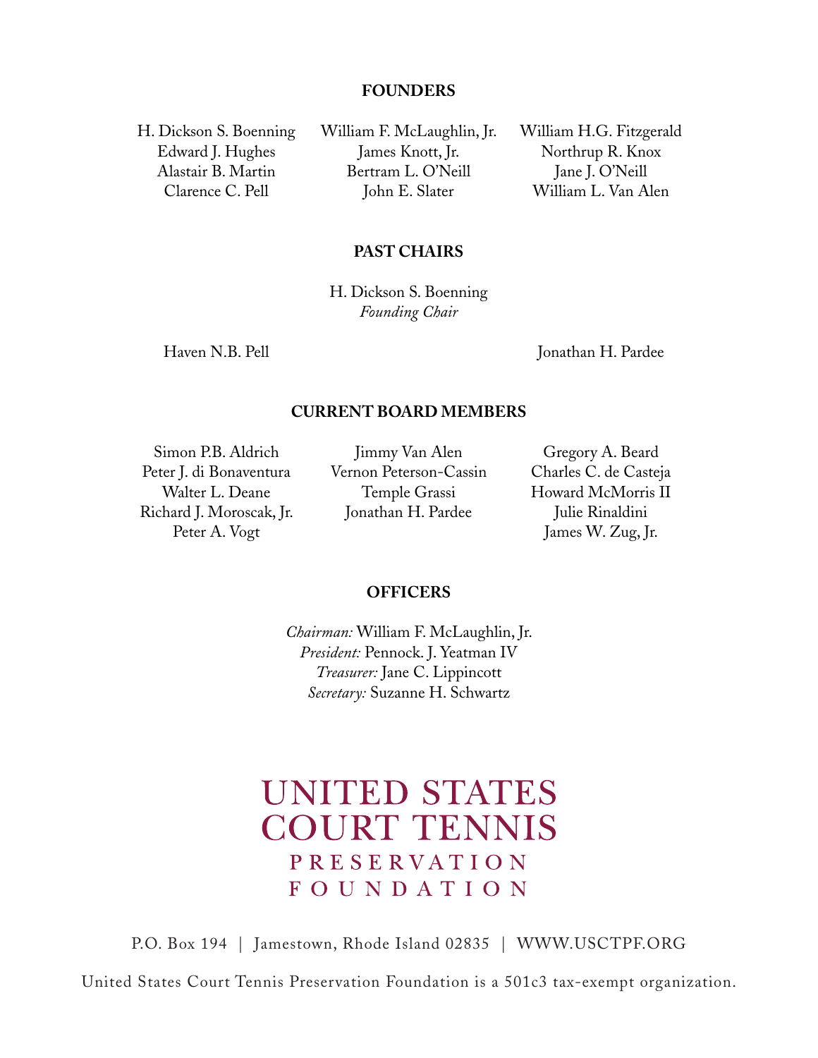## FOUNDERS

H. Dickson S. Boenning
Edward J. Hughes
Alastair B. Martin
Clarence C. Pell

William F. McLaughlin, Jr.
James Knott, Jr.
Bertram L. O'Neill
John E. Slater

William H.G. Fitzgerald
Northrup R. Knox
Jane J. O'Neill
William L. Van Alen

## PAST CHAIRS

H. Dickson S. Boenning
*Founding Chair*

Haven N.B. Pell

Jonathan H. Pardee

## CURRENT BOARD MEMBERS

Simon P.B. Aldrich
Peter J. di Bonaventura
Walter L. Deane
Richard J. Moroscak, Jr.
Peter A. Vogt

Jimmy Van Alen
Vernon Peterson-Cassin
Temple Grassi
Jonathan H. Pardee

Gregory A. Beard
Charles C. de Casteja
Howard McMorris II
Julie Rinaldini
James W. Zug, Jr.

## OFFICERS

*Chairman:* William F. McLaughlin, Jr.
*President:* Pennock. J. Yeatman IV
*Treasurer:* Jane C. Lippincott
*Secretary:* Suzanne H. Schwartz

# UNITED STATES COURT TENNIS
## PRESERVATION FOUNDATION

P.O. Box 194 | Jamestown, Rhode Island 02835 | WWW.USCTPF.ORG

United States Court Tennis Preservation Foundation is a 501c3 tax-exempt organization.